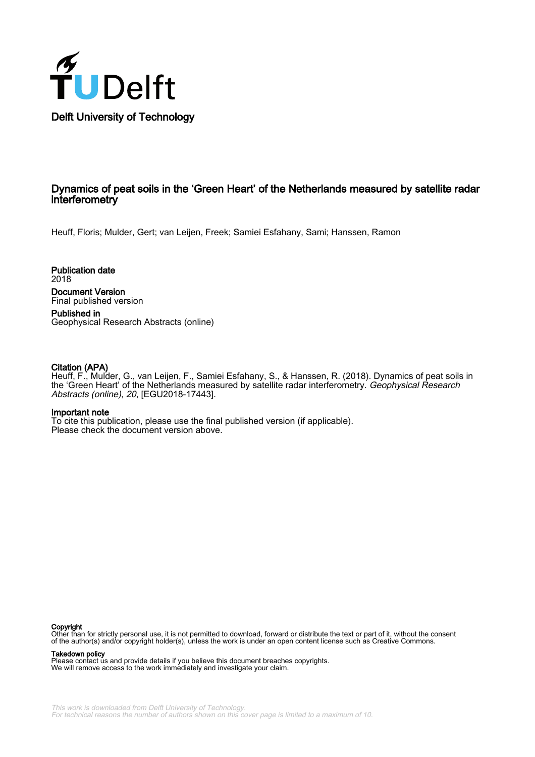Delft University of Technology

# Dynamics of peat soils in the 'Green Heart' of the Netherlands measured by satellite radar interferometry

Heuff, Floris; Mulder, Gert; van Leijen, Freek; Samiei Esfahany, Sami; Hanssen, Ramon

**Publication date**
2018

**Document Version**
Final published version

**Published in**
Geophysical Research Abstracts (online)

**Citation (APA)**
Heuff, F., Mulder, G., van Leijen, F., Samiei Esfahany, S., & Hanssen, R. (2018). Dynamics of peat soils in the 'Green Heart' of the Netherlands measured by satellite radar interferometry. *Geophysical Research Abstracts (online)*, *20*, [EGU2018-17443].

**Important note**
To cite this publication, please use the final published version (if applicable).
Please check the document version above.

**Copyright**
Other than for strictly personal use, it is not permitted to download, forward or distribute the text or part of it, without the consent of the author(s) and/or copyright holder(s), unless the work is under an open content license such as Creative Commons.

**Takedown policy**
Please contact us and provide details if you believe this document breaches copyrights.
We will remove access to the work immediately and investigate your claim.

*This work is downloaded from Delft University of Technology.*
*For technical reasons the number of authors shown on this cover page is limited to a maximum of 10.*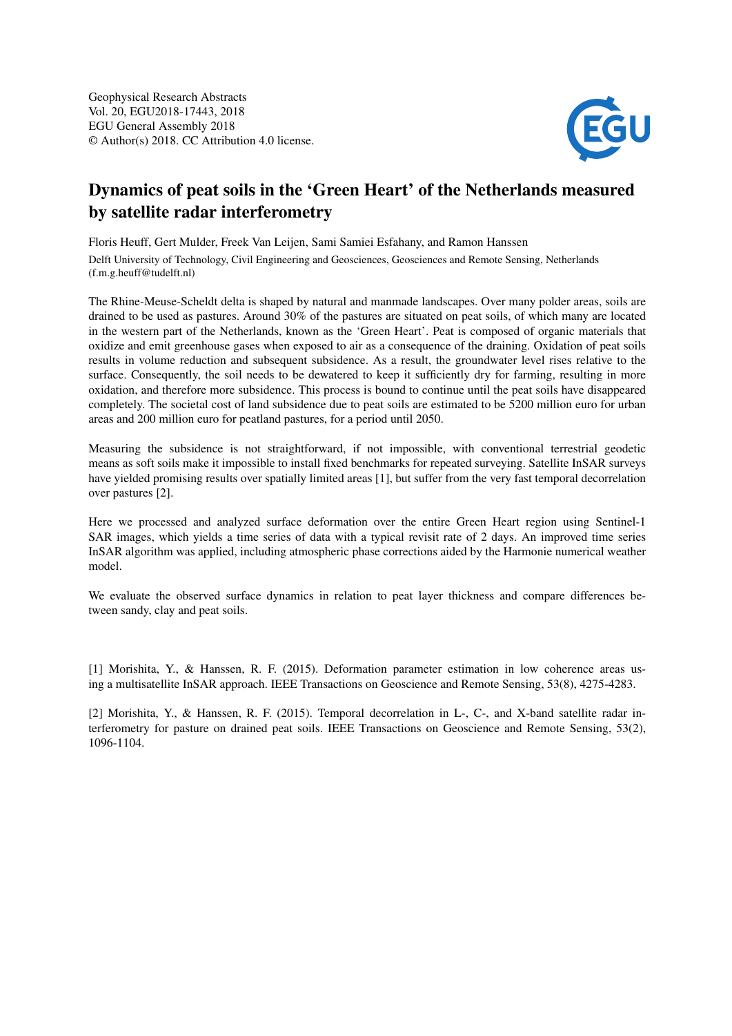Geophysical Research Abstracts
Vol. 20, EGU2018-17443, 2018
EGU General Assembly 2018
© Author(s) 2018. CC Attribution 4.0 license.

# Dynamics of peat soils in the 'Green Heart' of the Netherlands measured by satellite radar interferometry

Floris Heuff, Gert Mulder, Freek Van Leijen, Sami Samiei Esfahany, and Ramon Hanssen

Delft University of Technology, Civil Engineering and Geosciences, Geosciences and Remote Sensing, Netherlands (f.m.g.heuff@tudelft.nl)

The Rhine-Meuse-Scheldt delta is shaped by natural and manmade landscapes. Over many polder areas, soils are drained to be used as pastures. Around 30% of the pastures are situated on peat soils, of which many are located in the western part of the Netherlands, known as the 'Green Heart'. Peat is composed of organic materials that oxidize and emit greenhouse gases when exposed to air as a consequence of the draining. Oxidation of peat soils results in volume reduction and subsequent subsidence. As a result, the groundwater level rises relative to the surface. Consequently, the soil needs to be dewatered to keep it sufficiently dry for farming, resulting in more oxidation, and therefore more subsidence. This process is bound to continue until the peat soils have disappeared completely. The societal cost of land subsidence due to peat soils are estimated to be 5200 million euro for urban areas and 200 million euro for peatland pastures, for a period until 2050.

Measuring the subsidence is not straightforward, if not impossible, with conventional terrestrial geodetic means as soft soils make it impossible to install fixed benchmarks for repeated surveying. Satellite InSAR surveys have yielded promising results over spatially limited areas [1], but suffer from the very fast temporal decorrelation over pastures [2].

Here we processed and analyzed surface deformation over the entire Green Heart region using Sentinel-1 SAR images, which yields a time series of data with a typical revisit rate of 2 days. An improved time series InSAR algorithm was applied, including atmospheric phase corrections aided by the Harmonie numerical weather model.

We evaluate the observed surface dynamics in relation to peat layer thickness and compare differences between sandy, clay and peat soils.

[1] Morishita, Y., & Hanssen, R. F. (2015). Deformation parameter estimation in low coherence areas using a multisatellite InSAR approach. IEEE Transactions on Geoscience and Remote Sensing, 53(8), 4275-4283.

[2] Morishita, Y., & Hanssen, R. F. (2015). Temporal decorrelation in L-, C-, and X-band satellite radar interferometry for pasture on drained peat soils. IEEE Transactions on Geoscience and Remote Sensing, 53(2), 1096-1104.